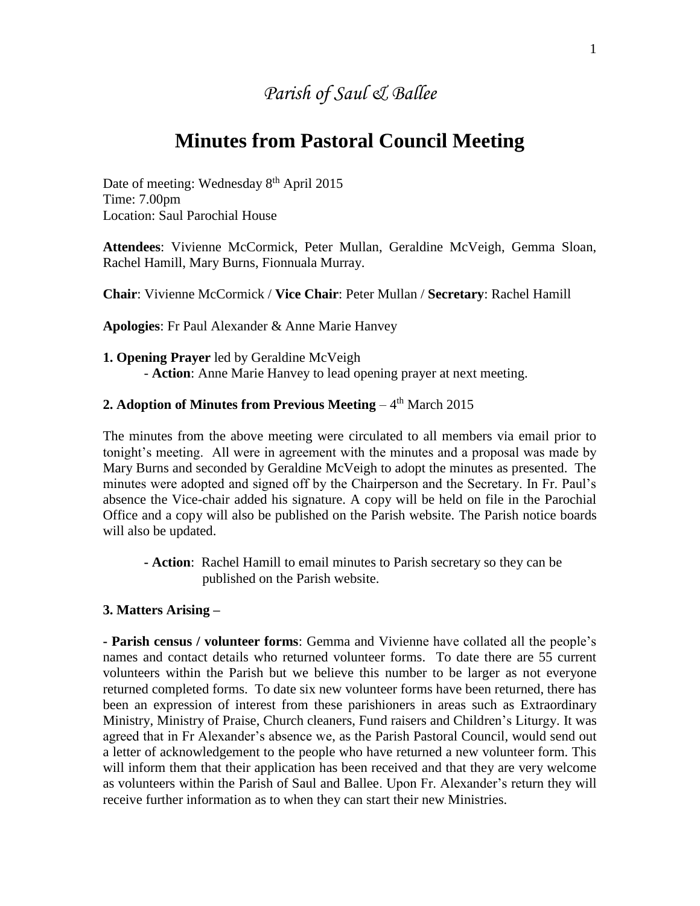*Parish of Saul & Ballee*

# Minutes from Pastoral Council Meeting

Date of meeting: Wednesday 8th April 2015
Time: 7.00pm
Location: Saul Parochial House

**Attendees**: Vivienne McCormick, Peter Mullan, Geraldine McVeigh, Gemma Sloan, Rachel Hamill, Mary Burns, Fionnuala Murray.

**Chair**: Vivienne McCormick / **Vice Chair**: Peter Mullan / **Secretary**: Rachel Hamill

**Apologies**: Fr Paul Alexander & Anne Marie Hanvey

**1. Opening Prayer** led by Geraldine McVeigh

- **Action**: Anne Marie Hanvey to lead opening prayer at next meeting.

**2. Adoption of Minutes from Previous Meeting** – 4th March 2015

The minutes from the above meeting were circulated to all members via email prior to tonight's meeting. All were in agreement with the minutes and a proposal was made by Mary Burns and seconded by Geraldine McVeigh to adopt the minutes as presented. The minutes were adopted and signed off by the Chairperson and the Secretary. In Fr. Paul's absence the Vice-chair added his signature. A copy will be held on file in the Parochial Office and a copy will also be published on the Parish website. The Parish notice boards will also be updated.

- **Action**: Rachel Hamill to email minutes to Parish secretary so they can be published on the Parish website.

**3. Matters Arising –**

**- Parish census / volunteer forms**: Gemma and Vivienne have collated all the people's names and contact details who returned volunteer forms. To date there are 55 current volunteers within the Parish but we believe this number to be larger as not everyone returned completed forms. To date six new volunteer forms have been returned, there has been an expression of interest from these parishioners in areas such as Extraordinary Ministry, Ministry of Praise, Church cleaners, Fund raisers and Children's Liturgy. It was agreed that in Fr Alexander's absence we, as the Parish Pastoral Council, would send out a letter of acknowledgement to the people who have returned a new volunteer form. This will inform them that their application has been received and that they are very welcome as volunteers within the Parish of Saul and Ballee. Upon Fr. Alexander's return they will receive further information as to when they can start their new Ministries.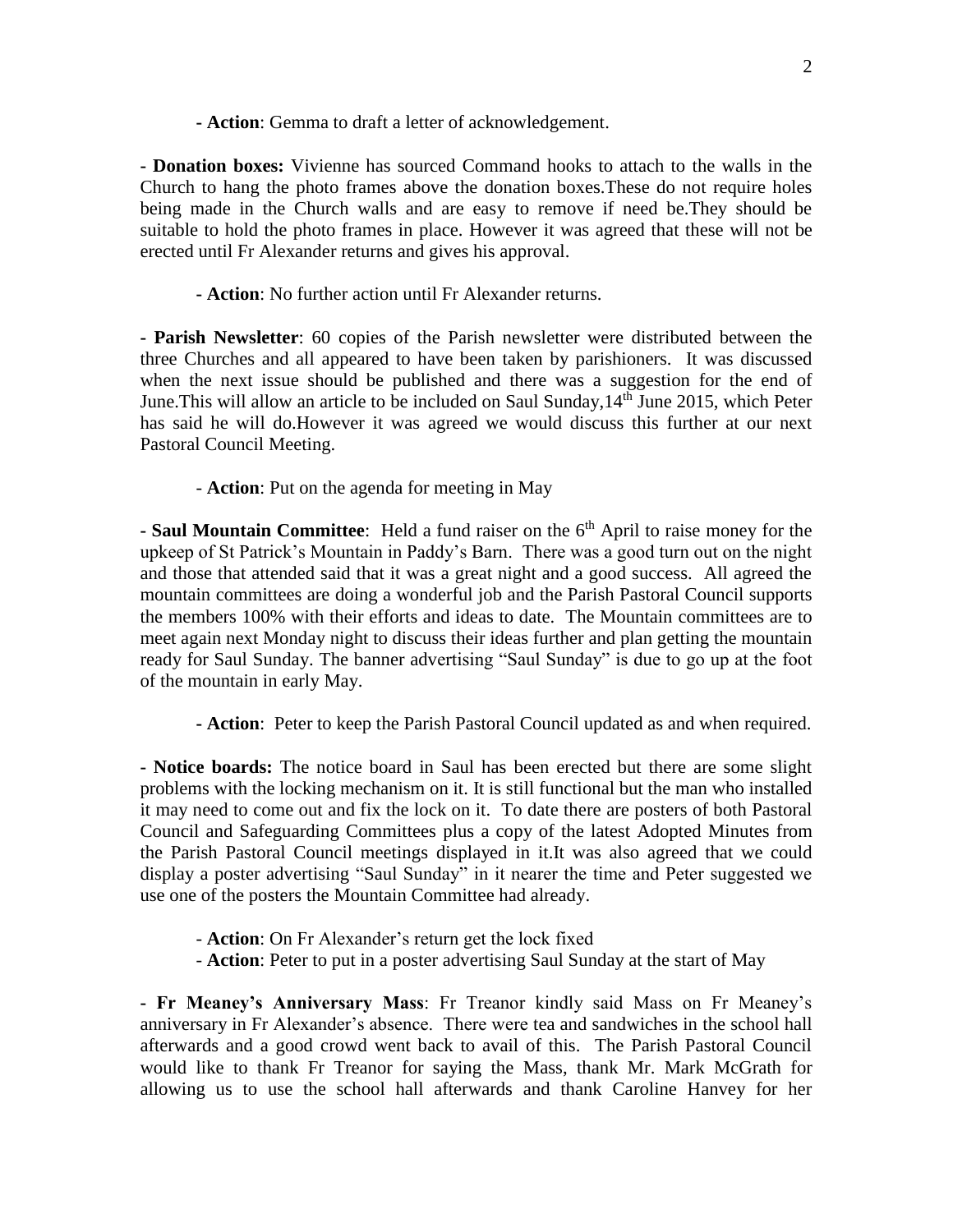- **Action**: Gemma to draft a letter of acknowledgement.

- **Donation boxes:** Vivienne has sourced Command hooks to attach to the walls in the Church to hang the photo frames above the donation boxes.These do not require holes being made in the Church walls and are easy to remove if need be.They should be suitable to hold the photo frames in place. However it was agreed that these will not be erected until Fr Alexander returns and gives his approval.

- **Action**: No further action until Fr Alexander returns.

- **Parish Newsletter**: 60 copies of the Parish newsletter were distributed between the three Churches and all appeared to have been taken by parishioners. It was discussed when the next issue should be published and there was a suggestion for the end of June.This will allow an article to be included on Saul Sunday,14th June 2015, which Peter has said he will do.However it was agreed we would discuss this further at our next Pastoral Council Meeting.

- **Action**: Put on the agenda for meeting in May

- **Saul Mountain Committee**: Held a fund raiser on the 6th April to raise money for the upkeep of St Patrick's Mountain in Paddy's Barn. There was a good turn out on the night and those that attended said that it was a great night and a good success. All agreed the mountain committees are doing a wonderful job and the Parish Pastoral Council supports the members 100% with their efforts and ideas to date. The Mountain committees are to meet again next Monday night to discuss their ideas further and plan getting the mountain ready for Saul Sunday. The banner advertising "Saul Sunday" is due to go up at the foot of the mountain in early May.

- **Action**: Peter to keep the Parish Pastoral Council updated as and when required.

- **Notice boards:** The notice board in Saul has been erected but there are some slight problems with the locking mechanism on it. It is still functional but the man who installed it may need to come out and fix the lock on it. To date there are posters of both Pastoral Council and Safeguarding Committees plus a copy of the latest Adopted Minutes from the Parish Pastoral Council meetings displayed in it.It was also agreed that we could display a poster advertising "Saul Sunday" in it nearer the time and Peter suggested we use one of the posters the Mountain Committee had already.

- **Action**: On Fr Alexander's return get the lock fixed
- **Action**: Peter to put in a poster advertising Saul Sunday at the start of May

- **Fr Meaney's Anniversary Mass**: Fr Treanor kindly said Mass on Fr Meaney's anniversary in Fr Alexander's absence. There were tea and sandwiches in the school hall afterwards and a good crowd went back to avail of this. The Parish Pastoral Council would like to thank Fr Treanor for saying the Mass, thank Mr. Mark McGrath for allowing us to use the school hall afterwards and thank Caroline Hanvey for her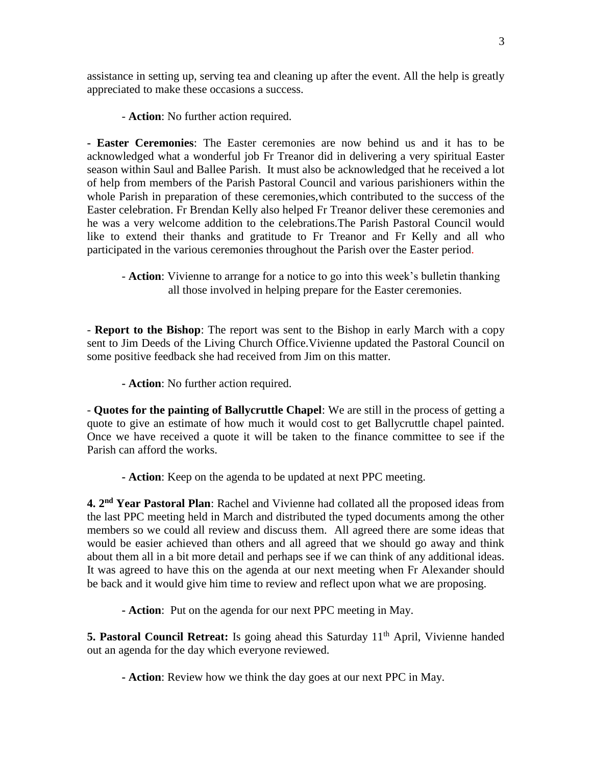assistance in setting up, serving tea and cleaning up after the event. All the help is greatly appreciated to make these occasions a success.

- **Action**: No further action required.

- **Easter Ceremonies**: The Easter ceremonies are now behind us and it has to be acknowledged what a wonderful job Fr Treanor did in delivering a very spiritual Easter season within Saul and Ballee Parish. It must also be acknowledged that he received a lot of help from members of the Parish Pastoral Council and various parishioners within the whole Parish in preparation of these ceremonies,which contributed to the success of the Easter celebration. Fr Brendan Kelly also helped Fr Treanor deliver these ceremonies and he was a very welcome addition to the celebrations.The Parish Pastoral Council would like to extend their thanks and gratitude to Fr Treanor and Fr Kelly and all who participated in the various ceremonies throughout the Parish over the Easter period.

- **Action**: Vivienne to arrange for a notice to go into this week's bulletin thanking all those involved in helping prepare for the Easter ceremonies.

- **Report to the Bishop**: The report was sent to the Bishop in early March with a copy sent to Jim Deeds of the Living Church Office.Vivienne updated the Pastoral Council on some positive feedback she had received from Jim on this matter.

**- Action**: No further action required.

- **Quotes for the painting of Ballycruttle Chapel**: We are still in the process of getting a quote to give an estimate of how much it would cost to get Ballycruttle chapel painted. Once we have received a quote it will be taken to the finance committee to see if the Parish can afford the works.

**- Action**: Keep on the agenda to be updated at next PPC meeting.

**4. 2nd Year Pastoral Plan**: Rachel and Vivienne had collated all the proposed ideas from the last PPC meeting held in March and distributed the typed documents among the other members so we could all review and discuss them. All agreed there are some ideas that would be easier achieved than others and all agreed that we should go away and think about them all in a bit more detail and perhaps see if we can think of any additional ideas. It was agreed to have this on the agenda at our next meeting when Fr Alexander should be back and it would give him time to review and reflect upon what we are proposing.

**- Action**: Put on the agenda for our next PPC meeting in May.

**5. Pastoral Council Retreat:** Is going ahead this Saturday 11th April, Vivienne handed out an agenda for the day which everyone reviewed.

**- Action**: Review how we think the day goes at our next PPC in May.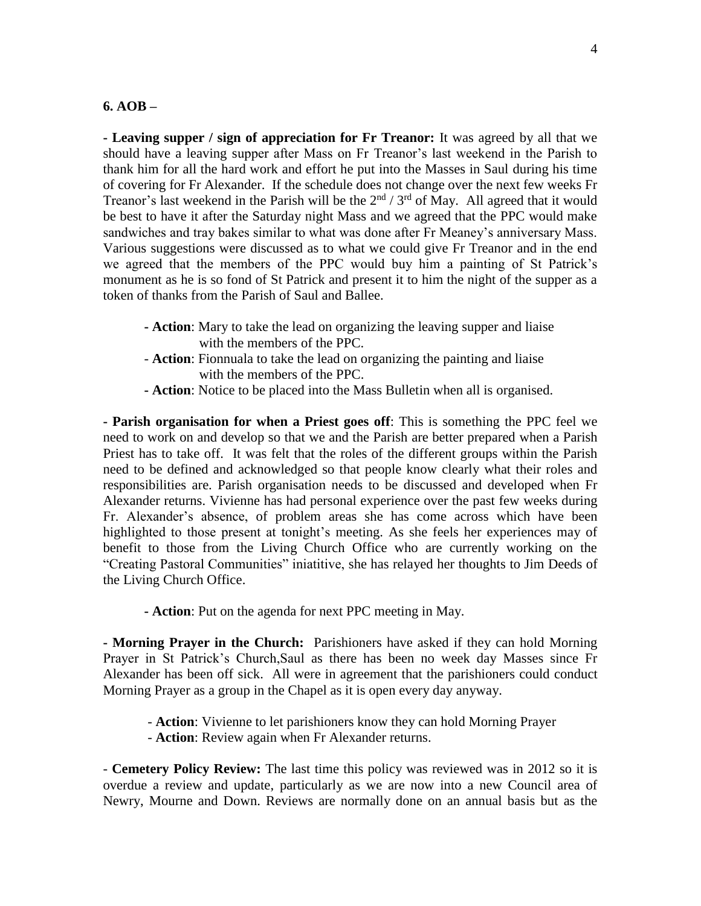**6. AOB –**

**- Leaving supper / sign of appreciation for Fr Treanor:** It was agreed by all that we should have a leaving supper after Mass on Fr Treanor's last weekend in the Parish to thank him for all the hard work and effort he put into the Masses in Saul during his time of covering for Fr Alexander. If the schedule does not change over the next few weeks Fr Treanor's last weekend in the Parish will be the 2nd / 3rd of May. All agreed that it would be best to have it after the Saturday night Mass and we agreed that the PPC would make sandwiches and tray bakes similar to what was done after Fr Meaney's anniversary Mass. Various suggestions were discussed as to what we could give Fr Treanor and in the end we agreed that the members of the PPC would buy him a painting of St Patrick's monument as he is so fond of St Patrick and present it to him the night of the supper as a token of thanks from the Parish of Saul and Ballee.

- **Action**: Mary to take the lead on organizing the leaving supper and liaise with the members of the PPC.
- **Action**: Fionnuala to take the lead on organizing the painting and liaise with the members of the PPC.
- **Action**: Notice to be placed into the Mass Bulletin when all is organised.

**- Parish organisation for when a Priest goes off**: This is something the PPC feel we need to work on and develop so that we and the Parish are better prepared when a Parish Priest has to take off. It was felt that the roles of the different groups within the Parish need to be defined and acknowledged so that people know clearly what their roles and responsibilities are. Parish organisation needs to be discussed and developed when Fr Alexander returns. Vivienne has had personal experience over the past few weeks during Fr. Alexander's absence, of problem areas she has come across which have been highlighted to those present at tonight's meeting. As she feels her experiences may of benefit to those from the Living Church Office who are currently working on the "Creating Pastoral Communities" iniatitive, she has relayed her thoughts to Jim Deeds of the Living Church Office.

- **Action**: Put on the agenda for next PPC meeting in May.

**- Morning Prayer in the Church:** Parishioners have asked if they can hold Morning Prayer in St Patrick's Church,Saul as there has been no week day Masses since Fr Alexander has been off sick. All were in agreement that the parishioners could conduct Morning Prayer as a group in the Chapel as it is open every day anyway.

- **Action**: Vivienne to let parishioners know they can hold Morning Prayer
- **Action**: Review again when Fr Alexander returns.

- **Cemetery Policy Review:** The last time this policy was reviewed was in 2012 so it is overdue a review and update, particularly as we are now into a new Council area of Newry, Mourne and Down. Reviews are normally done on an annual basis but as the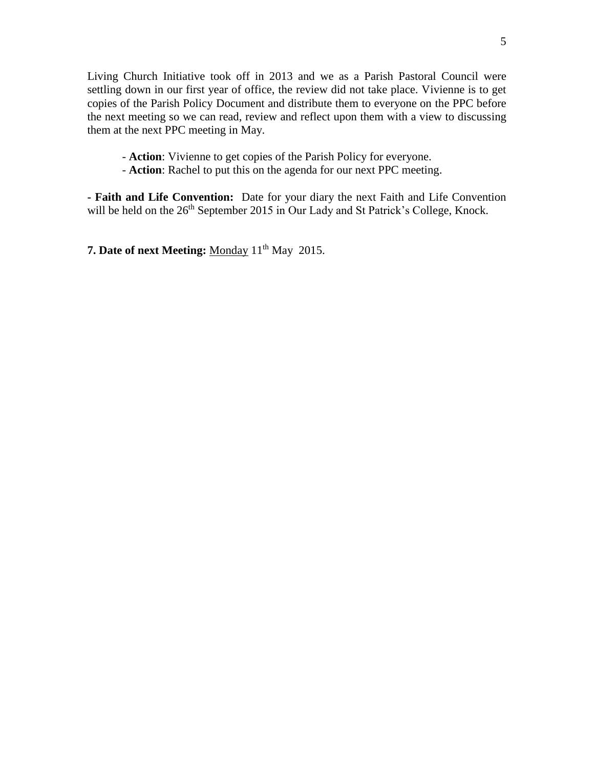Living Church Initiative took off in 2013 and we as a Parish Pastoral Council were settling down in our first year of office, the review did not take place. Vivienne is to get copies of the Parish Policy Document and distribute them to everyone on the PPC before the next meeting so we can read, review and reflect upon them with a view to discussing them at the next PPC meeting in May.

- **Action**: Vivienne to get copies of the Parish Policy for everyone.
- **Action**: Rachel to put this on the agenda for our next PPC meeting.

**- Faith and Life Convention:** Date for your diary the next Faith and Life Convention will be held on the 26th September 2015 in Our Lady and St Patrick's College, Knock.

**7. Date of next Meeting:** <u>Monday</u> 11th May 2015.